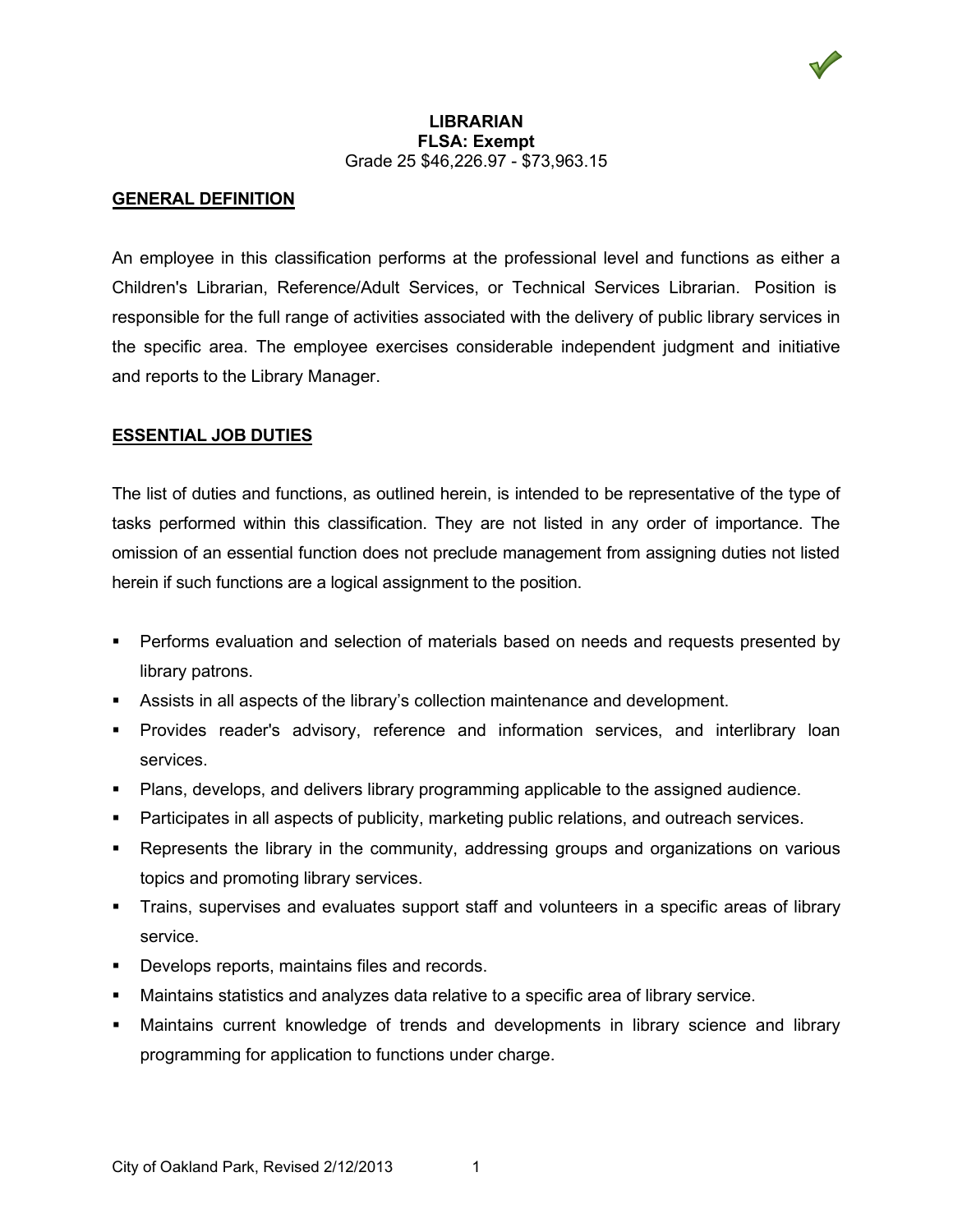# LIBRARIAN

**FLSA: Exempt**

Grade 25 $46,226.97 - $73,963.15

## GENERAL DEFINITION

An employee in this classification performs at the professional level and functions as either a Children's Librarian, Reference/Adult Services, or Technical Services Librarian. Position is responsible for the full range of activities associated with the delivery of public library services in the specific area. The employee exercises considerable independent judgment and initiative and reports to the Library Manager.

## ESSENTIAL JOB DUTIES

The list of duties and functions, as outlined herein, is intended to be representative of the type of tasks performed within this classification. They are not listed in any order of importance. The omission of an essential function does not preclude management from assigning duties not listed herein if such functions are a logical assignment to the position.

- Performs evaluation and selection of materials based on needs and requests presented by library patrons.
- Assists in all aspects of the library's collection maintenance and development.
- Provides reader's advisory, reference and information services, and interlibrary loan services.
- Plans, develops, and delivers library programming applicable to the assigned audience.
- Participates in all aspects of publicity, marketing public relations, and outreach services.
- Represents the library in the community, addressing groups and organizations on various topics and promoting library services.
- Trains, supervises and evaluates support staff and volunteers in a specific areas of library service.
- Develops reports, maintains files and records.
- Maintains statistics and analyzes data relative to a specific area of library service.
- Maintains current knowledge of trends and developments in library science and library programming for application to functions under charge.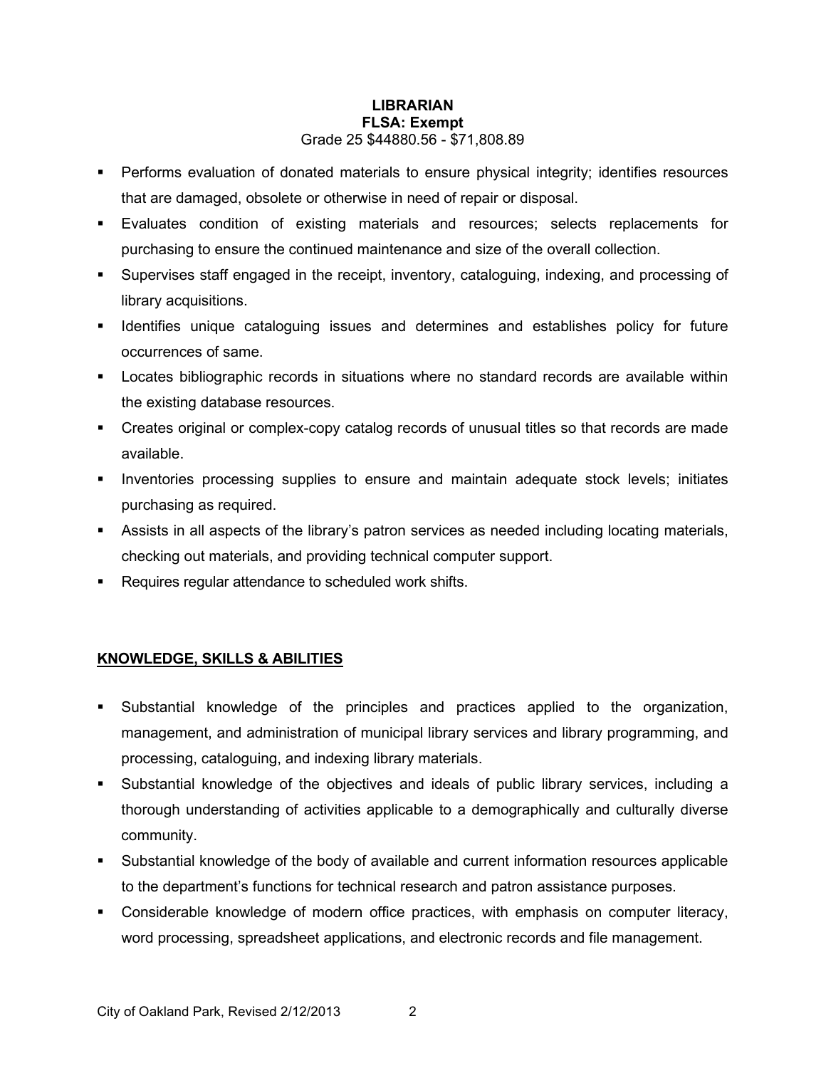**LIBRARIAN**
**FLSA: Exempt**
Grade 25 $44880.56 - $71,808.89

- Performs evaluation of donated materials to ensure physical integrity; identifies resources that are damaged, obsolete or otherwise in need of repair or disposal.
- Evaluates condition of existing materials and resources; selects replacements for purchasing to ensure the continued maintenance and size of the overall collection.
- Supervises staff engaged in the receipt, inventory, cataloguing, indexing, and processing of library acquisitions.
- Identifies unique cataloguing issues and determines and establishes policy for future occurrences of same.
- Locates bibliographic records in situations where no standard records are available within the existing database resources.
- Creates original or complex-copy catalog records of unusual titles so that records are made available.
- Inventories processing supplies to ensure and maintain adequate stock levels; initiates purchasing as required.
- Assists in all aspects of the library's patron services as needed including locating materials, checking out materials, and providing technical computer support.
- Requires regular attendance to scheduled work shifts.

## KNOWLEDGE, SKILLS & ABILITIES

- Substantial knowledge of the principles and practices applied to the organization, management, and administration of municipal library services and library programming, and processing, cataloguing, and indexing library materials.
- Substantial knowledge of the objectives and ideals of public library services, including a thorough understanding of activities applicable to a demographically and culturally diverse community.
- Substantial knowledge of the body of available and current information resources applicable to the department's functions for technical research and patron assistance purposes.
- Considerable knowledge of modern office practices, with emphasis on computer literacy, word processing, spreadsheet applications, and electronic records and file management.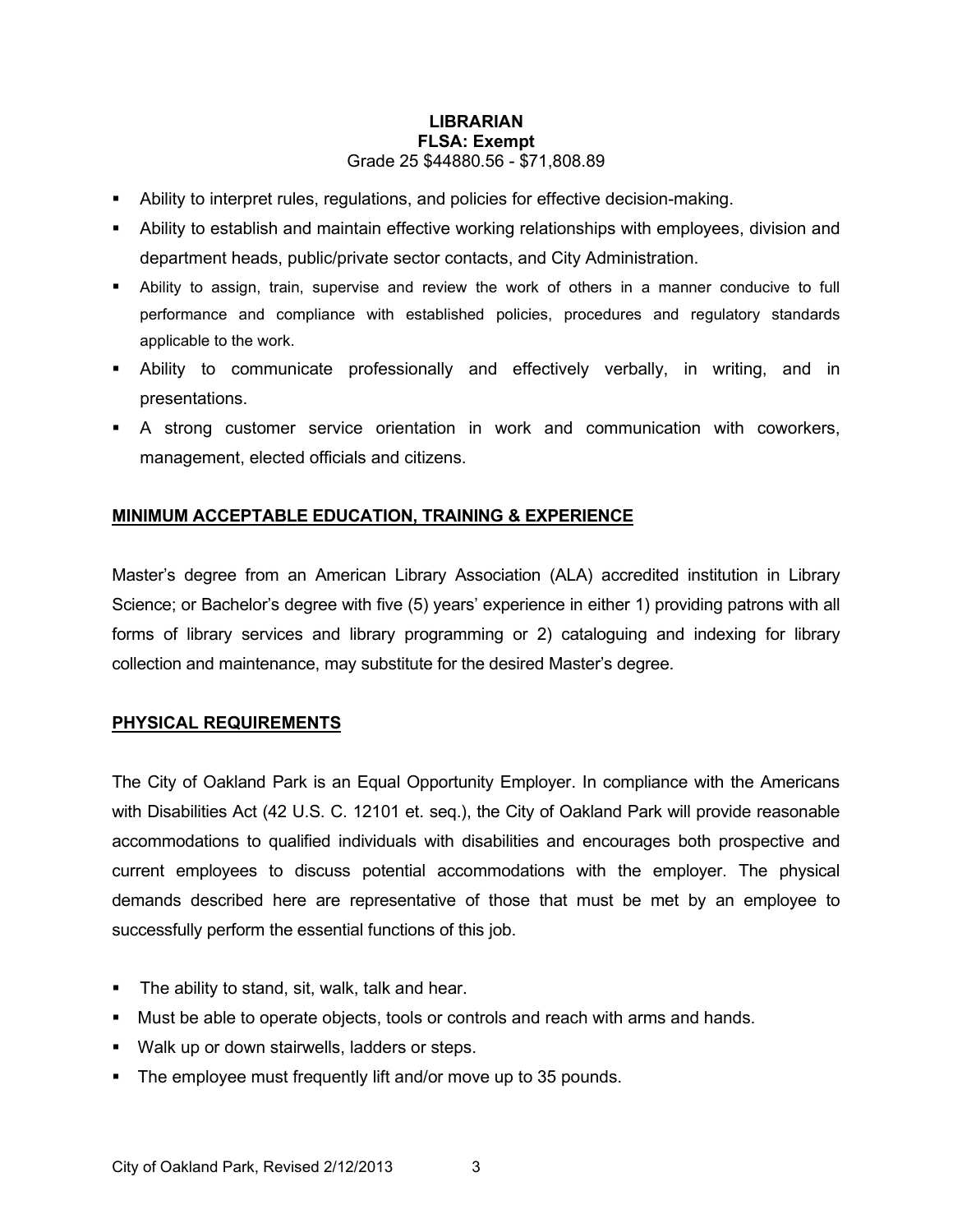**LIBRARIAN**
**FLSA: Exempt**
Grade 25 $44880.56 - $71,808.89

- Ability to interpret rules, regulations, and policies for effective decision-making.
- Ability to establish and maintain effective working relationships with employees, division and department heads, public/private sector contacts, and City Administration.
- Ability to assign, train, supervise and review the work of others in a manner conducive to full performance and compliance with established policies, procedures and regulatory standards applicable to the work.
- Ability to communicate professionally and effectively verbally, in writing, and in presentations.
- A strong customer service orientation in work and communication with coworkers, management, elected officials and citizens.

## MINIMUM ACCEPTABLE EDUCATION, TRAINING & EXPERIENCE

Master's degree from an American Library Association (ALA) accredited institution in Library Science; or Bachelor's degree with five (5) years' experience in either 1) providing patrons with all forms of library services and library programming or 2) cataloguing and indexing for library collection and maintenance, may substitute for the desired Master's degree.

## PHYSICAL REQUIREMENTS

The City of Oakland Park is an Equal Opportunity Employer. In compliance with the Americans with Disabilities Act (42 U.S. C. 12101 et. seq.), the City of Oakland Park will provide reasonable accommodations to qualified individuals with disabilities and encourages both prospective and current employees to discuss potential accommodations with the employer. The physical demands described here are representative of those that must be met by an employee to successfully perform the essential functions of this job.

- The ability to stand, sit, walk, talk and hear.
- Must be able to operate objects, tools or controls and reach with arms and hands.
- Walk up or down stairwells, ladders or steps.
- The employee must frequently lift and/or move up to 35 pounds.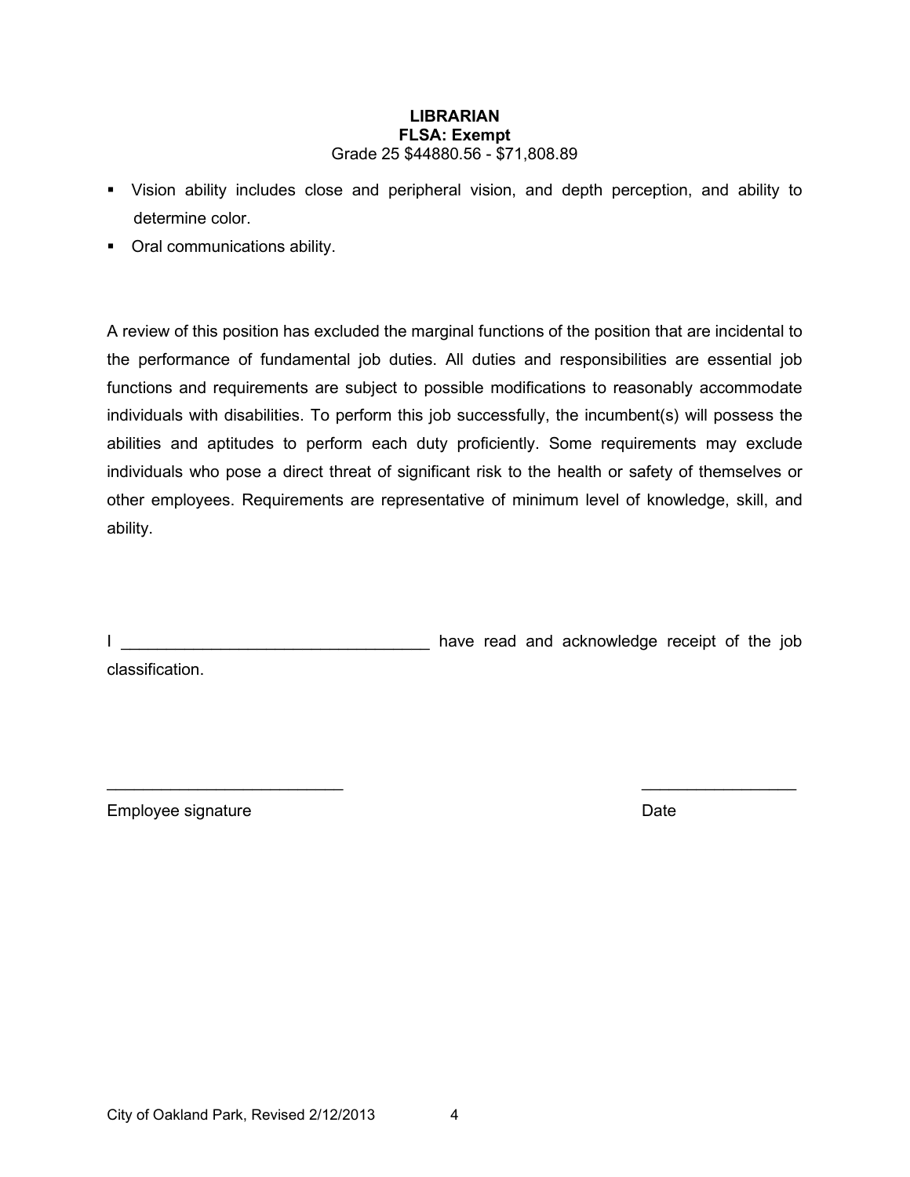**LIBRARIAN**
**FLSA: Exempt**
Grade 25 $44880.56 - $71,808.89

- Vision ability includes close and peripheral vision, and depth perception, and ability to determine color.
- Oral communications ability.

A review of this position has excluded the marginal functions of the position that are incidental to the performance of fundamental job duties. All duties and responsibilities are essential job functions and requirements are subject to possible modifications to reasonably accommodate individuals with disabilities. To perform this job successfully, the incumbent(s) will possess the abilities and aptitudes to perform each duty proficiently. Some requirements may exclude individuals who pose a direct threat of significant risk to the health or safety of themselves or other employees. Requirements are representative of minimum level of knowledge, skill, and ability.

I __________________________________ have read and acknowledge receipt of the job classification.

__________________________ &nbsp;&nbsp;&nbsp;&nbsp;&nbsp;&nbsp;&nbsp;&nbsp;&nbsp;&nbsp; _________________

Employee signature &nbsp;&nbsp;&nbsp;&nbsp;&nbsp;&nbsp;&nbsp;&nbsp;&nbsp;&nbsp; Date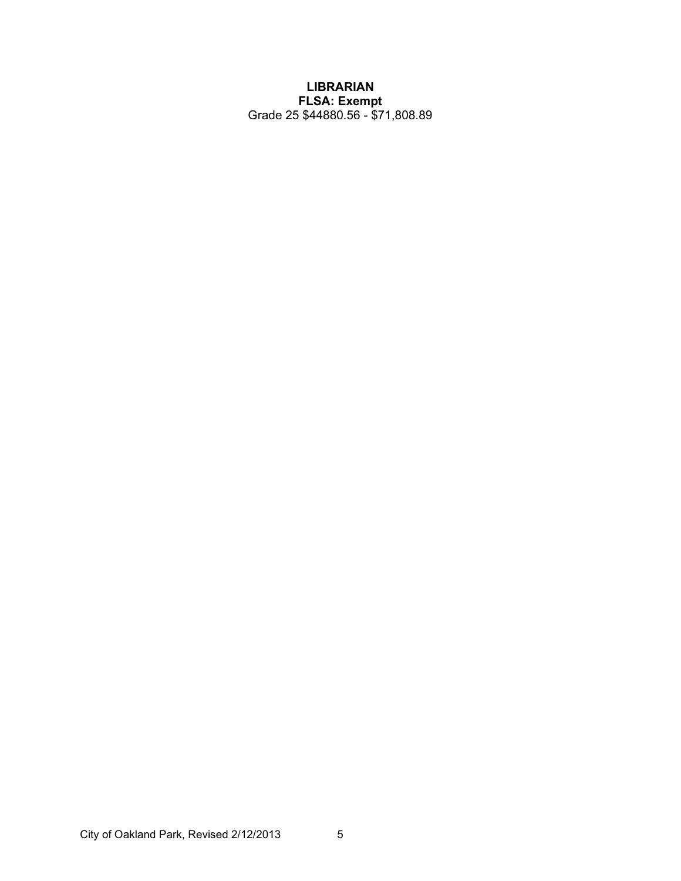**LIBRARIAN**
**FLSA: Exempt**
Grade 25 $44880.56 - $71,808.89